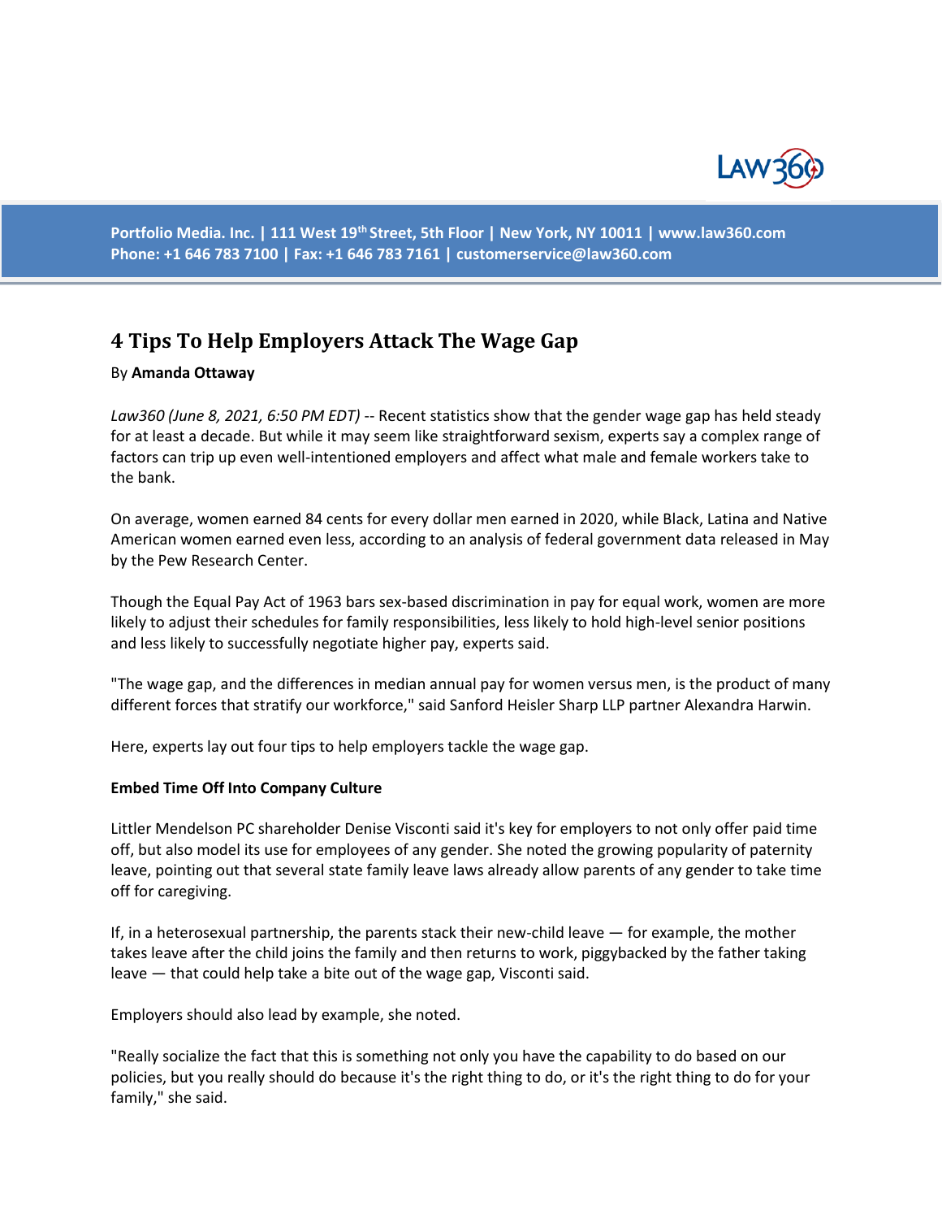Portfolio Media. Inc. | 111 West 19th Street, 5th Floor | New York, NY 10011 | www.law360.com
Phone: +1 646 783 7100 | Fax: +1 646 783 7161 | customerservice@law360.com

# 4 Tips To Help Employers Attack The Wage Gap

By **Amanda Ottaway**

*Law360 (June 8, 2021, 6:50 PM EDT)* -- Recent statistics show that the gender wage gap has held steady for at least a decade. But while it may seem like straightforward sexism, experts say a complex range of factors can trip up even well-intentioned employers and affect what male and female workers take to the bank.

On average, women earned 84 cents for every dollar men earned in 2020, while Black, Latina and Native American women earned even less, according to an analysis of federal government data released in May by the Pew Research Center.

Though the Equal Pay Act of 1963 bars sex-based discrimination in pay for equal work, women are more likely to adjust their schedules for family responsibilities, less likely to hold high-level senior positions and less likely to successfully negotiate higher pay, experts said.

"The wage gap, and the differences in median annual pay for women versus men, is the product of many different forces that stratify our workforce," said Sanford Heisler Sharp LLP partner Alexandra Harwin.

Here, experts lay out four tips to help employers tackle the wage gap.

**Embed Time Off Into Company Culture**

Littler Mendelson PC shareholder Denise Visconti said it's key for employers to not only offer paid time off, but also model its use for employees of any gender. She noted the growing popularity of paternity leave, pointing out that several state family leave laws already allow parents of any gender to take time off for caregiving.

If, in a heterosexual partnership, the parents stack their new-child leave — for example, the mother takes leave after the child joins the family and then returns to work, piggybacked by the father taking leave — that could help take a bite out of the wage gap, Visconti said.

Employers should also lead by example, she noted.

"Really socialize the fact that this is something not only you have the capability to do based on our policies, but you really should do because it's the right thing to do, or it's the right thing to do for your family," she said.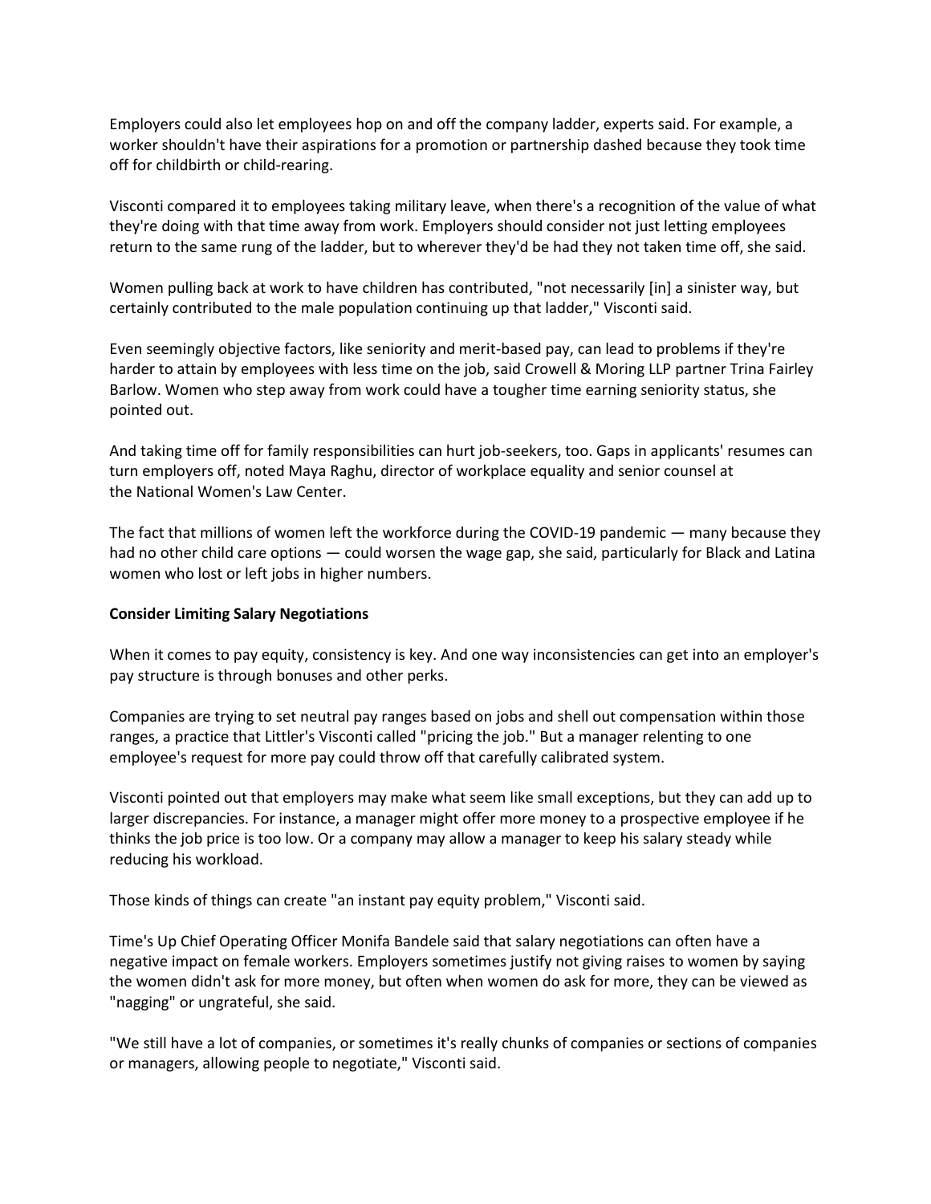Employers could also let employees hop on and off the company ladder, experts said. For example, a worker shouldn't have their aspirations for a promotion or partnership dashed because they took time off for childbirth or child-rearing.

Visconti compared it to employees taking military leave, when there's a recognition of the value of what they're doing with that time away from work. Employers should consider not just letting employees return to the same rung of the ladder, but to wherever they'd be had they not taken time off, she said.

Women pulling back at work to have children has contributed, "not necessarily [in] a sinister way, but certainly contributed to the male population continuing up that ladder," Visconti said.

Even seemingly objective factors, like seniority and merit-based pay, can lead to problems if they're harder to attain by employees with less time on the job, said Crowell & Moring LLP partner Trina Fairley Barlow. Women who step away from work could have a tougher time earning seniority status, she pointed out.

And taking time off for family responsibilities can hurt job-seekers, too. Gaps in applicants' resumes can turn employers off, noted Maya Raghu, director of workplace equality and senior counsel at the National Women's Law Center.

The fact that millions of women left the workforce during the COVID-19 pandemic — many because they had no other child care options — could worsen the wage gap, she said, particularly for Black and Latina women who lost or left jobs in higher numbers.

**Consider Limiting Salary Negotiations**

When it comes to pay equity, consistency is key. And one way inconsistencies can get into an employer's pay structure is through bonuses and other perks.

Companies are trying to set neutral pay ranges based on jobs and shell out compensation within those ranges, a practice that Littler's Visconti called "pricing the job." But a manager relenting to one employee's request for more pay could throw off that carefully calibrated system.

Visconti pointed out that employers may make what seem like small exceptions, but they can add up to larger discrepancies. For instance, a manager might offer more money to a prospective employee if he thinks the job price is too low. Or a company may allow a manager to keep his salary steady while reducing his workload.

Those kinds of things can create "an instant pay equity problem," Visconti said.

Time's Up Chief Operating Officer Monifa Bandele said that salary negotiations can often have a negative impact on female workers. Employers sometimes justify not giving raises to women by saying the women didn't ask for more money, but often when women do ask for more, they can be viewed as "nagging" or ungrateful, she said.

"We still have a lot of companies, or sometimes it's really chunks of companies or sections of companies or managers, allowing people to negotiate," Visconti said.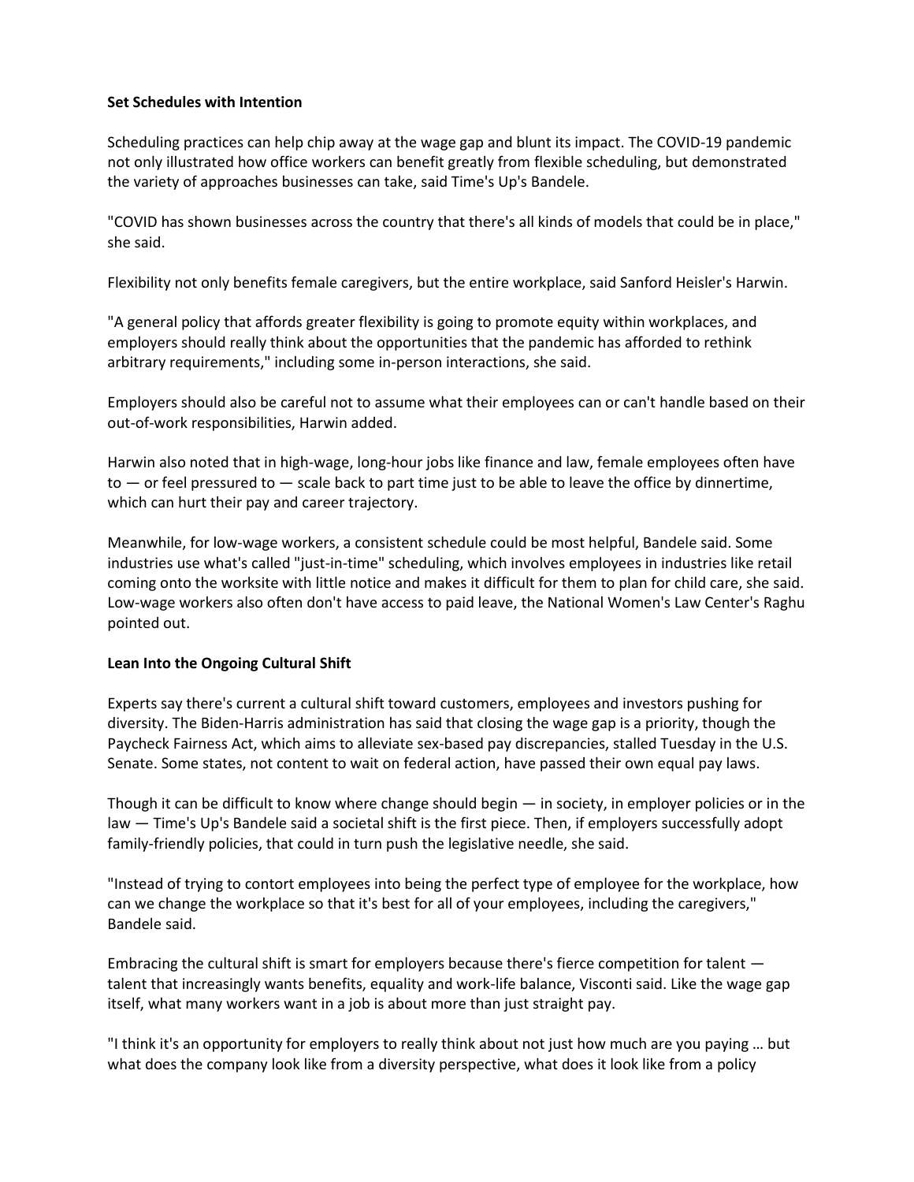**Set Schedules with Intention**

Scheduling practices can help chip away at the wage gap and blunt its impact. The COVID-19 pandemic not only illustrated how office workers can benefit greatly from flexible scheduling, but demonstrated the variety of approaches businesses can take, said Time's Up's Bandele.

"COVID has shown businesses across the country that there's all kinds of models that could be in place," she said.

Flexibility not only benefits female caregivers, but the entire workplace, said Sanford Heisler's Harwin.

"A general policy that affords greater flexibility is going to promote equity within workplaces, and employers should really think about the opportunities that the pandemic has afforded to rethink arbitrary requirements," including some in-person interactions, she said.

Employers should also be careful not to assume what their employees can or can't handle based on their out-of-work responsibilities, Harwin added.

Harwin also noted that in high-wage, long-hour jobs like finance and law, female employees often have to — or feel pressured to — scale back to part time just to be able to leave the office by dinnertime, which can hurt their pay and career trajectory.

Meanwhile, for low-wage workers, a consistent schedule could be most helpful, Bandele said. Some industries use what's called "just-in-time" scheduling, which involves employees in industries like retail coming onto the worksite with little notice and makes it difficult for them to plan for child care, she said. Low-wage workers also often don't have access to paid leave, the National Women's Law Center's Raghu pointed out.

**Lean Into the Ongoing Cultural Shift**

Experts say there's current a cultural shift toward customers, employees and investors pushing for diversity. The Biden-Harris administration has said that closing the wage gap is a priority, though the Paycheck Fairness Act, which aims to alleviate sex-based pay discrepancies, stalled Tuesday in the U.S. Senate. Some states, not content to wait on federal action, have passed their own equal pay laws.

Though it can be difficult to know where change should begin — in society, in employer policies or in the law — Time's Up's Bandele said a societal shift is the first piece. Then, if employers successfully adopt family-friendly policies, that could in turn push the legislative needle, she said.

"Instead of trying to contort employees into being the perfect type of employee for the workplace, how can we change the workplace so that it's best for all of your employees, including the caregivers," Bandele said.

Embracing the cultural shift is smart for employers because there's fierce competition for talent — talent that increasingly wants benefits, equality and work-life balance, Visconti said. Like the wage gap itself, what many workers want in a job is about more than just straight pay.

"I think it's an opportunity for employers to really think about not just how much are you paying … but what does the company look like from a diversity perspective, what does it look like from a policy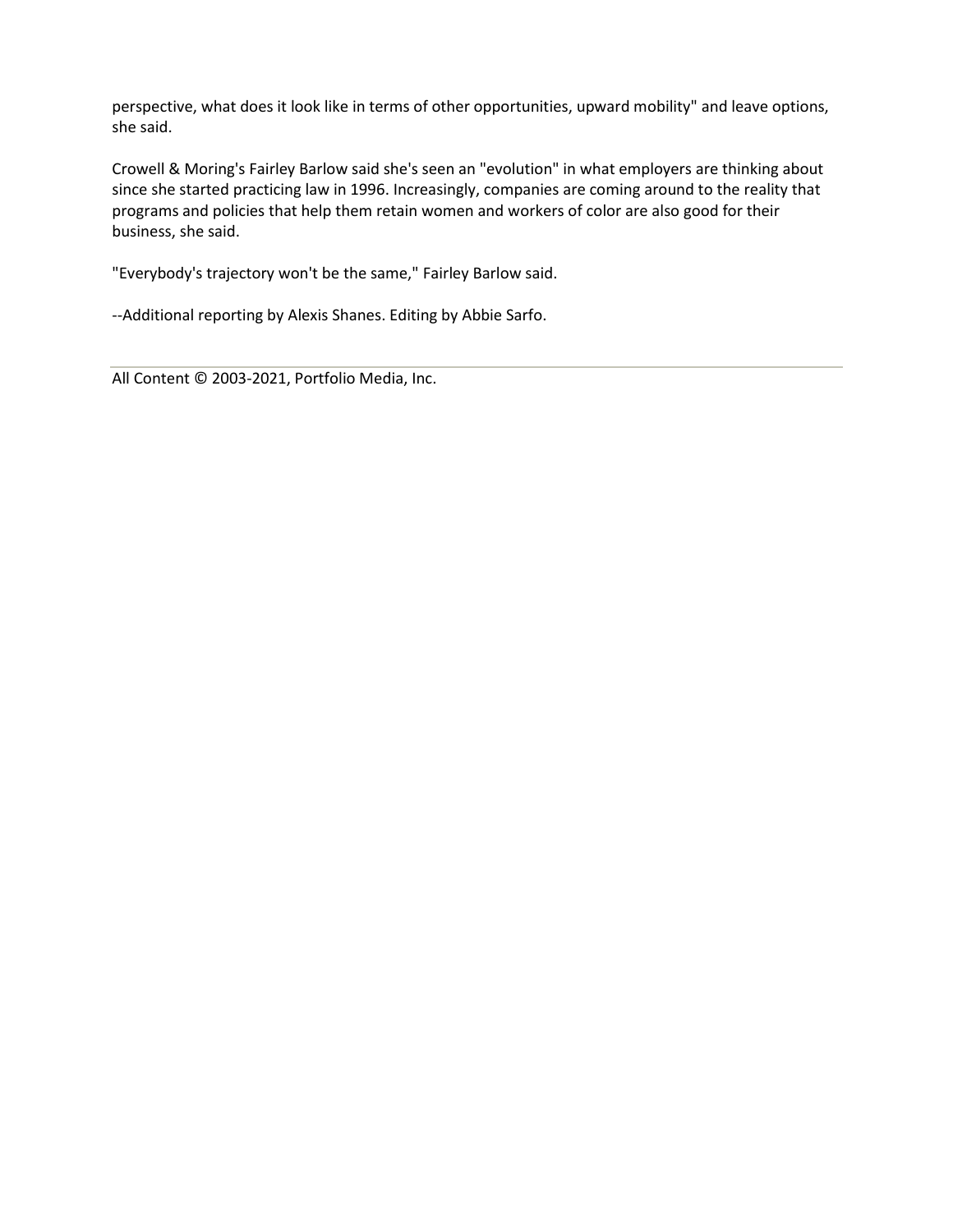perspective, what does it look like in terms of other opportunities, upward mobility" and leave options, she said.

Crowell & Moring's Fairley Barlow said she's seen an "evolution" in what employers are thinking about since she started practicing law in 1996. Increasingly, companies are coming around to the reality that programs and policies that help them retain women and workers of color are also good for their business, she said.

"Everybody's trajectory won't be the same," Fairley Barlow said.

--Additional reporting by Alexis Shanes. Editing by Abbie Sarfo.

---

All Content © 2003-2021, Portfolio Media, Inc.